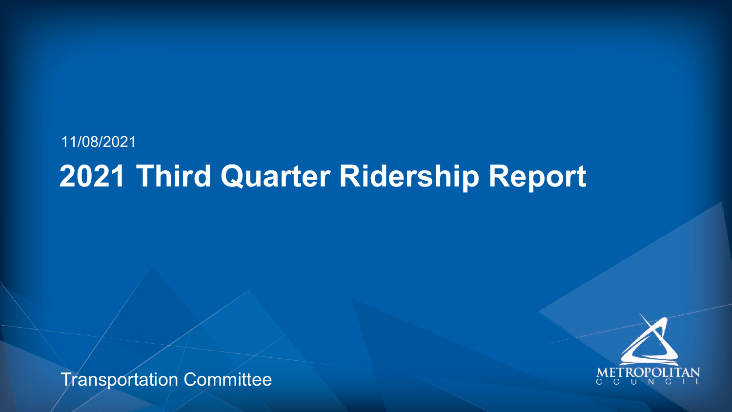11/08/2021

# 2021 Third Quarter Ridership Report

Transportation Committee

METROPOLITAN COUNCIL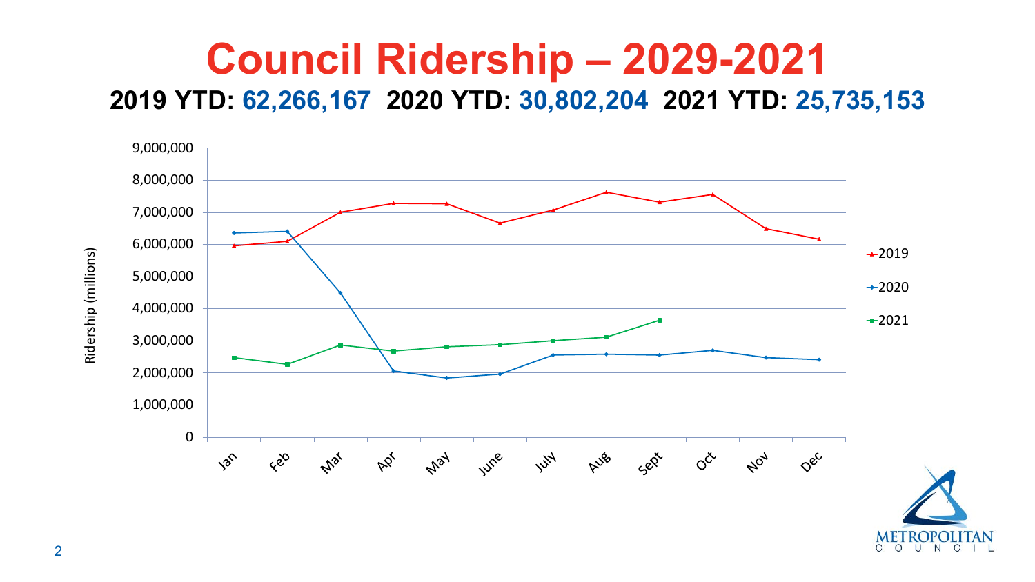# Council Ridership – 2029-2021

**2019 YTD: 62,266,167 2020 YTD: 30,802,204 2021 YTD: 25,735,153**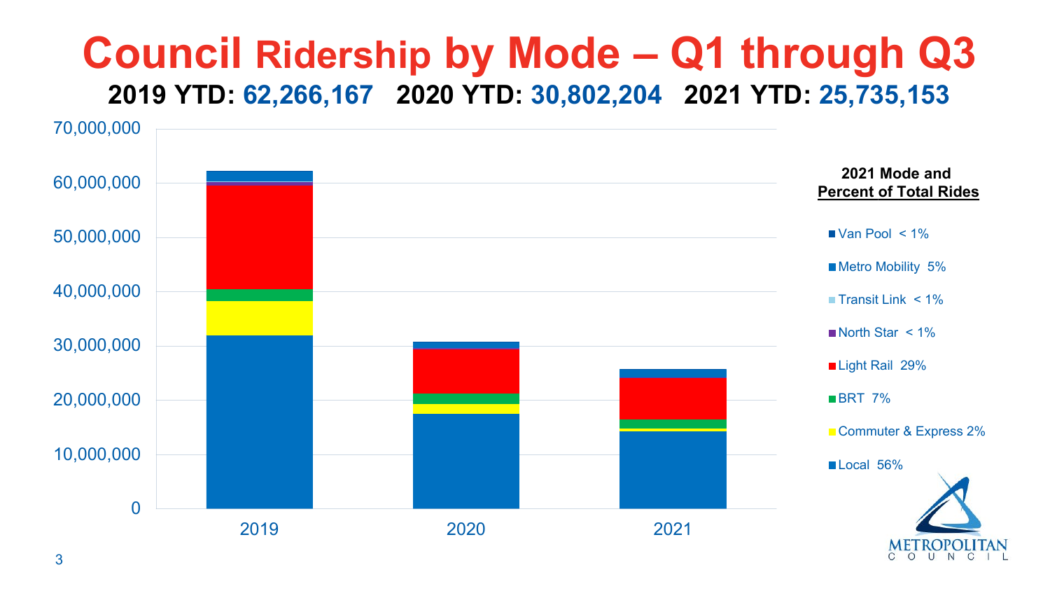# Council Ridership by Mode – Q1 through Q3

**2019 YTD: 62,266,167   2020 YTD: 30,802,204   2021 YTD: 25,735,153**

**2021 Mode and Percent of Total Rides**

- Van Pool < 1%
- Metro Mobility 5%
- Transit Link < 1%
- North Star < 1%
- Light Rail 29%
- BRT 7%
- Commuter & Express 2%
- Local 56%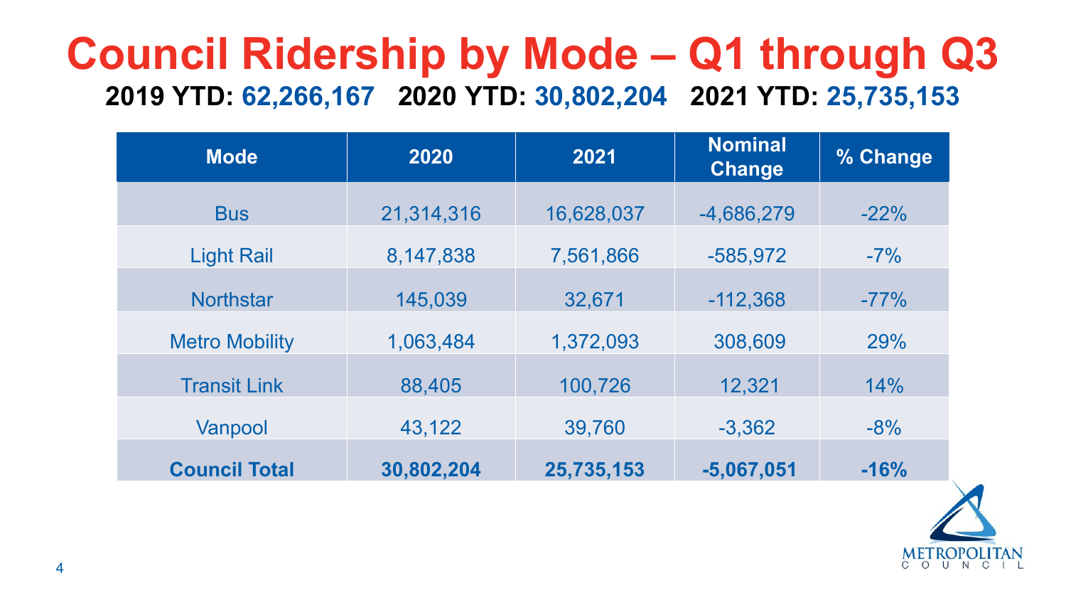# Council Ridership by Mode – Q1 through Q3

**2019 YTD: 62,266,167   2020 YTD: 30,802,204   2021 YTD: 25,735,153**

| Mode | 2020 | 2021 | Nominal Change | % Change |
|---|---|---|---|---|
| Bus | 21,314,316 | 16,628,037 | -4,686,279 | -22% |
| Light Rail | 8,147,838 | 7,561,866 | -585,972 | -7% |
| Northstar | 145,039 | 32,671 | -112,368 | -77% |
| Metro Mobility | 1,063,484 | 1,372,093 | 308,609 | 29% |
| Transit Link | 88,405 | 100,726 | 12,321 | 14% |
| Vanpool | 43,122 | 39,760 | -3,362 | -8% |
| **Council Total** | **30,802,204** | **25,735,153** | **-5,067,051** | **-16%** |

METROPOLITAN COUNCIL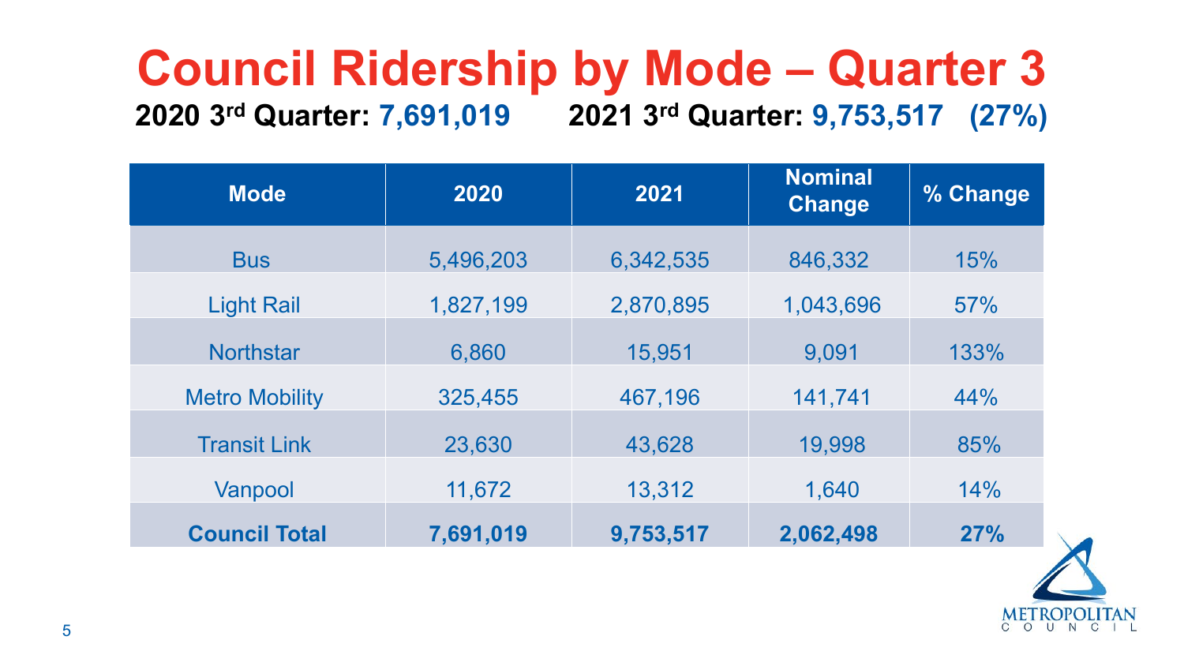# Council Ridership by Mode – Quarter 3

**2020 3rd Quarter: 7,691,019 2021 3rd Quarter: 9,753,517 (27%)**

| Mode | 2020 | 2021 | Nominal Change | % Change |
|---|---|---|---|---|
| Bus | 5,496,203 | 6,342,535 | 846,332 | 15% |
| Light Rail | 1,827,199 | 2,870,895 | 1,043,696 | 57% |
| Northstar | 6,860 | 15,951 | 9,091 | 133% |
| Metro Mobility | 325,455 | 467,196 | 141,741 | 44% |
| Transit Link | 23,630 | 43,628 | 19,998 | 85% |
| Vanpool | 11,672 | 13,312 | 1,640 | 14% |
| **Council Total** | **7,691,019** | **9,753,517** | **2,062,498** | **27%** |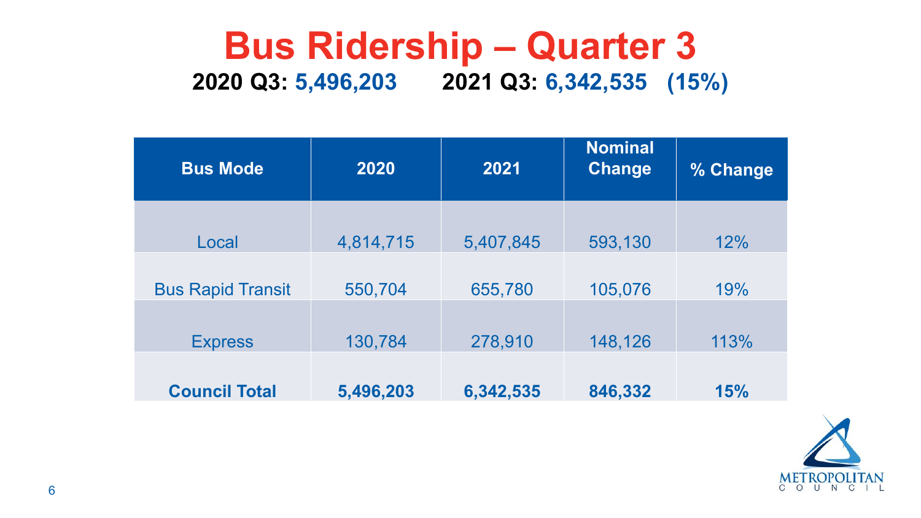# Bus Ridership – Quarter 3

**2020 Q3: 5,496,203     2021 Q3: 6,342,535   (15%)**

| Bus Mode | 2020 | 2021 | Nominal Change | % Change |
| --- | --- | --- | --- | --- |
| Local | 4,814,715 | 5,407,845 | 593,130 | 12% |
| Bus Rapid Transit | 550,704 | 655,780 | 105,076 | 19% |
| Express | 130,784 | 278,910 | 148,126 | 113% |
| **Council Total** | **5,496,203** | **6,342,535** | **846,332** | **15%** |

METROPOLITAN COUNCIL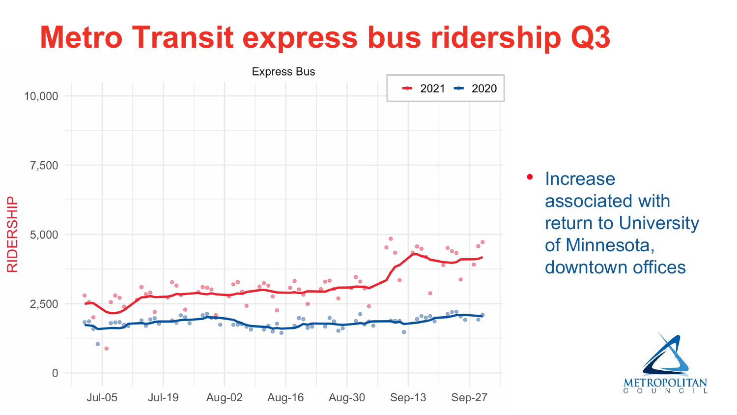# Metro Transit express bus ridership Q3

Express Bus

- 2021
- 2020

RIDERSHIP

10,000
7,500
5,000
2,500
0

Jul-05 Jul-19 Aug-02 Aug-16 Aug-30 Sep-13 Sep-27

- Increase associated with return to University of Minnesota, downtown offices

METROPOLITAN COUNCIL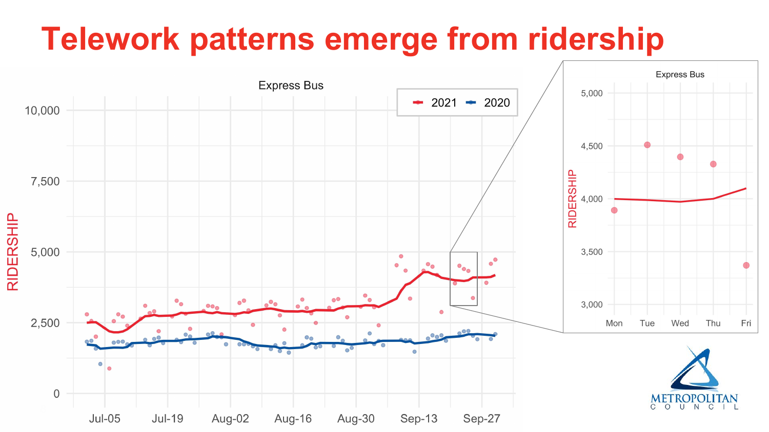# Telework patterns emerge from ridership

Express Bus

RIDERSHIP

2021 · 2020

10,000 · 7,500 · 5,000 · 2,500 · 0

Jul-05 · Jul-19 · Aug-02 · Aug-16 · Aug-30 · Sep-13 · Sep-27

Express Bus

RIDERSHIP

5,000 · 4,500 · 4,000 · 3,500 · 3,000

Mon · Tue · Wed · Thu · Fri

METROPOLITAN COUNCIL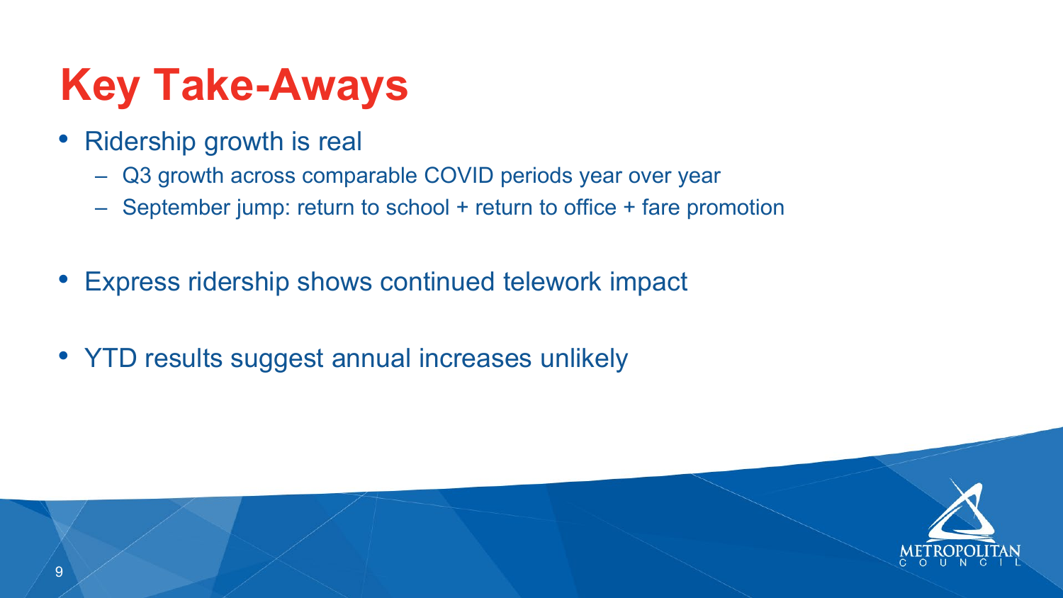# Key Take-Aways

- Ridership growth is real
  - Q3 growth across comparable COVID periods year over year
  - September jump: return to school + return to office + fare promotion

- Express ridership shows continued telework impact

- YTD results suggest annual increases unlikely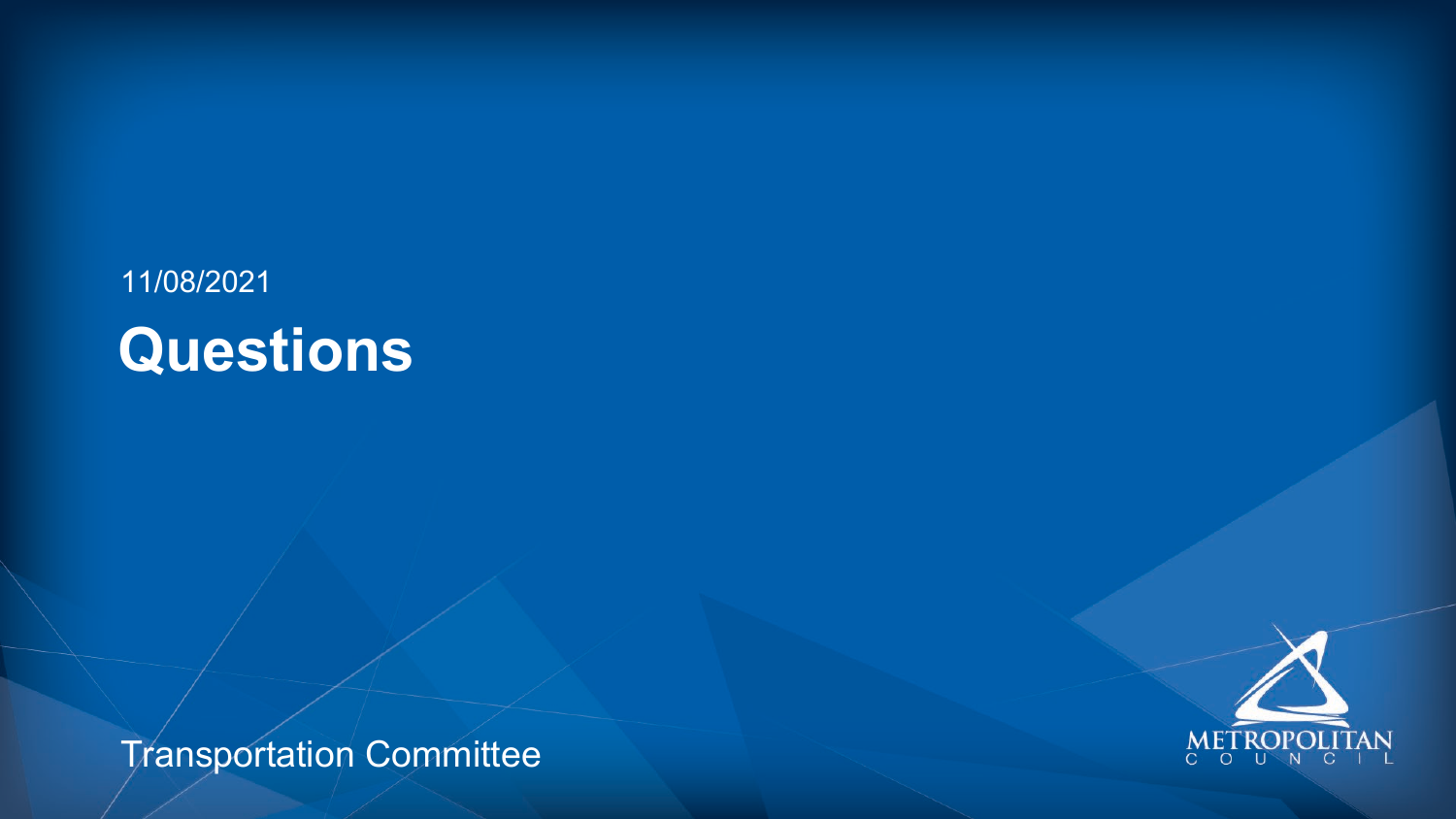11/08/2021

# Questions

Transportation Committee

METROPOLITAN COUNCIL